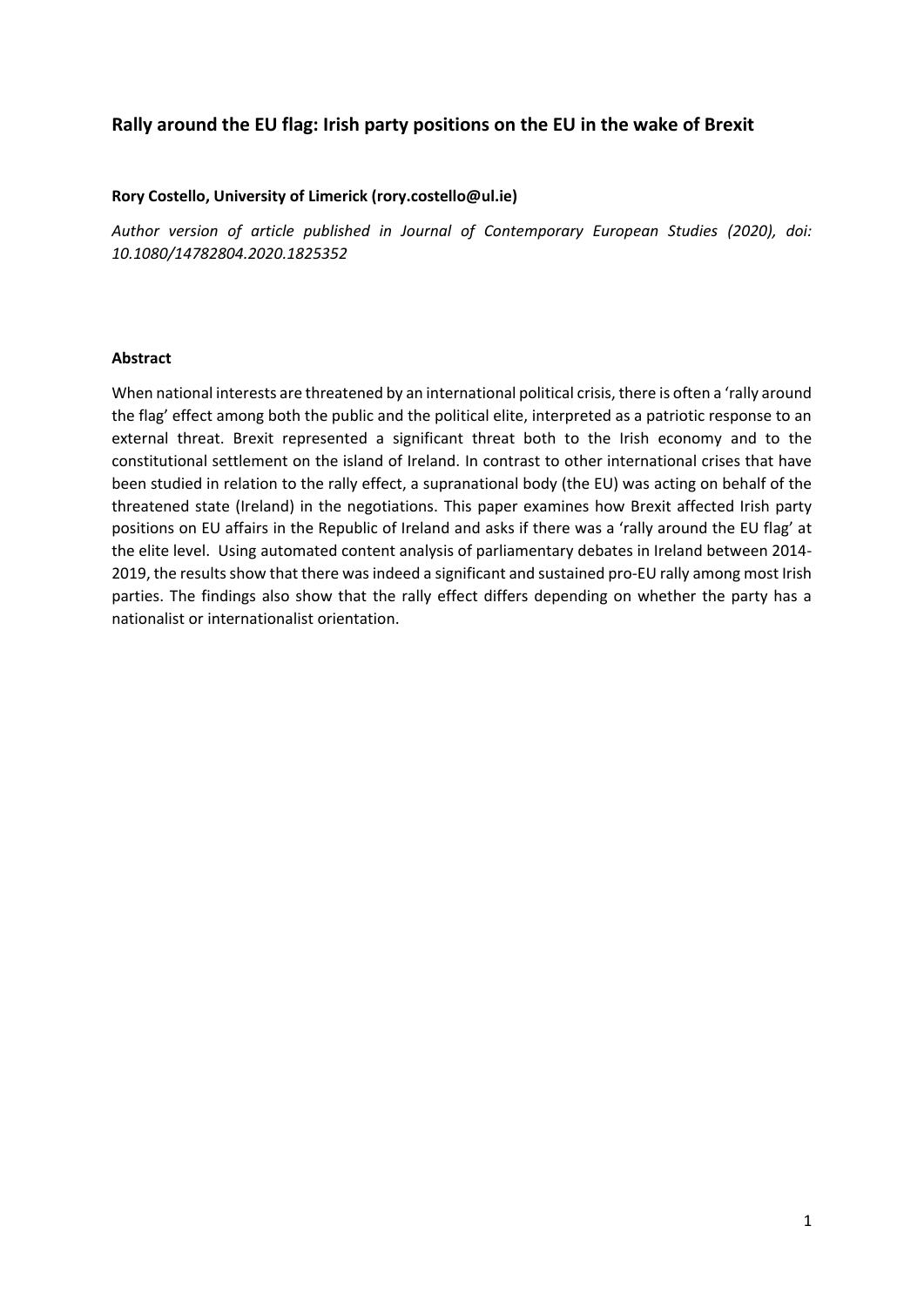# Rally around the EU flag: Irish party positions on the EU in the wake of Brexit

**Rory Costello, University of Limerick (rory.costello@ul.ie)**

*Author version of article published in Journal of Contemporary European Studies (2020), doi: 10.1080/14782804.2020.1825352*

**Abstract**

When national interests are threatened by an international political crisis, there is often a 'rally around the flag' effect among both the public and the political elite, interpreted as a patriotic response to an external threat. Brexit represented a significant threat both to the Irish economy and to the constitutional settlement on the island of Ireland. In contrast to other international crises that have been studied in relation to the rally effect, a supranational body (the EU) was acting on behalf of the threatened state (Ireland) in the negotiations. This paper examines how Brexit affected Irish party positions on EU affairs in the Republic of Ireland and asks if there was a 'rally around the EU flag' at the elite level. Using automated content analysis of parliamentary debates in Ireland between 2014-2019, the results show that there was indeed a significant and sustained pro-EU rally among most Irish parties. The findings also show that the rally effect differs depending on whether the party has a nationalist or internationalist orientation.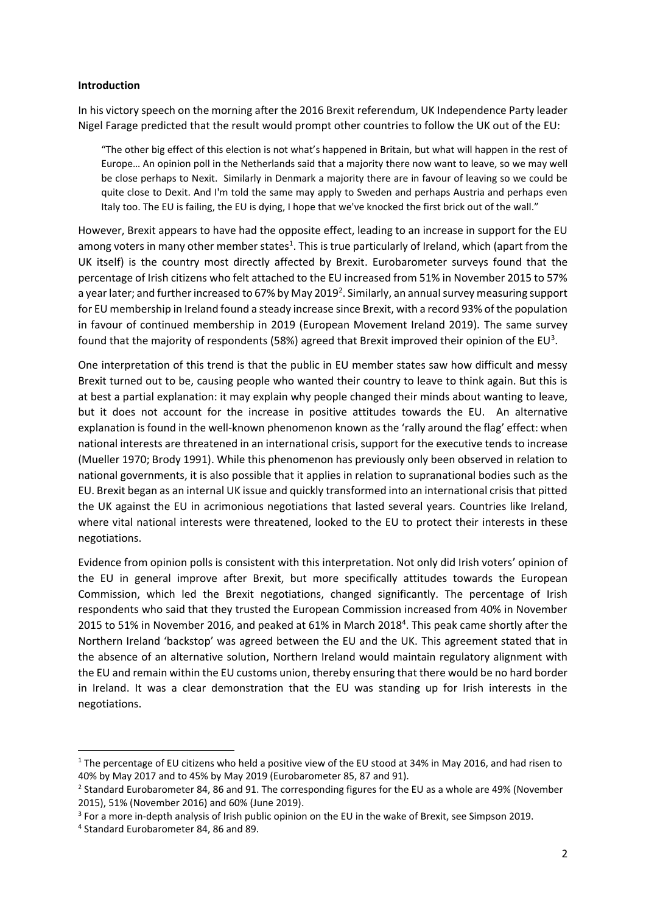**Introduction**

In his victory speech on the morning after the 2016 Brexit referendum, UK Independence Party leader Nigel Farage predicted that the result would prompt other countries to follow the UK out of the EU:

> "The other big effect of this election is not what's happened in Britain, but what will happen in the rest of Europe… An opinion poll in the Netherlands said that a majority there now want to leave, so we may well be close perhaps to Nexit. Similarly in Denmark a majority there are in favour of leaving so we could be quite close to Dexit. And I'm told the same may apply to Sweden and perhaps Austria and perhaps even Italy too. The EU is failing, the EU is dying, I hope that we've knocked the first brick out of the wall."

However, Brexit appears to have had the opposite effect, leading to an increase in support for the EU among voters in many other member states[1]. This is true particularly of Ireland, which (apart from the UK itself) is the country most directly affected by Brexit. Eurobarometer surveys found that the percentage of Irish citizens who felt attached to the EU increased from 51% in November 2015 to 57% a year later; and further increased to 67% by May 2019[2]. Similarly, an annual survey measuring support for EU membership in Ireland found a steady increase since Brexit, with a record 93% of the population in favour of continued membership in 2019 (European Movement Ireland 2019). The same survey found that the majority of respondents (58%) agreed that Brexit improved their opinion of the EU[3].

One interpretation of this trend is that the public in EU member states saw how difficult and messy Brexit turned out to be, causing people who wanted their country to leave to think again. But this is at best a partial explanation: it may explain why people changed their minds about wanting to leave, but it does not account for the increase in positive attitudes towards the EU. An alternative explanation is found in the well-known phenomenon known as the 'rally around the flag' effect: when national interests are threatened in an international crisis, support for the executive tends to increase (Mueller 1970; Brody 1991). While this phenomenon has previously only been observed in relation to national governments, it is also possible that it applies in relation to supranational bodies such as the EU. Brexit began as an internal UK issue and quickly transformed into an international crisis that pitted the UK against the EU in acrimonious negotiations that lasted several years. Countries like Ireland, where vital national interests were threatened, looked to the EU to protect their interests in these negotiations.

Evidence from opinion polls is consistent with this interpretation. Not only did Irish voters' opinion of the EU in general improve after Brexit, but more specifically attitudes towards the European Commission, which led the Brexit negotiations, changed significantly. The percentage of Irish respondents who said that they trusted the European Commission increased from 40% in November 2015 to 51% in November 2016, and peaked at 61% in March 2018[4]. This peak came shortly after the Northern Ireland 'backstop' was agreed between the EU and the UK. This agreement stated that in the absence of an alternative solution, Northern Ireland would maintain regulatory alignment with the EU and remain within the EU customs union, thereby ensuring that there would be no hard border in Ireland. It was a clear demonstration that the EU was standing up for Irish interests in the negotiations.

---

[1] The percentage of EU citizens who held a positive view of the EU stood at 34% in May 2016, and had risen to 40% by May 2017 and to 45% by May 2019 (Eurobarometer 85, 87 and 91).

[2] Standard Eurobarometer 84, 86 and 91. The corresponding figures for the EU as a whole are 49% (November 2015), 51% (November 2016) and 60% (June 2019).

[3] For a more in-depth analysis of Irish public opinion on the EU in the wake of Brexit, see Simpson 2019.

[4] Standard Eurobarometer 84, 86 and 89.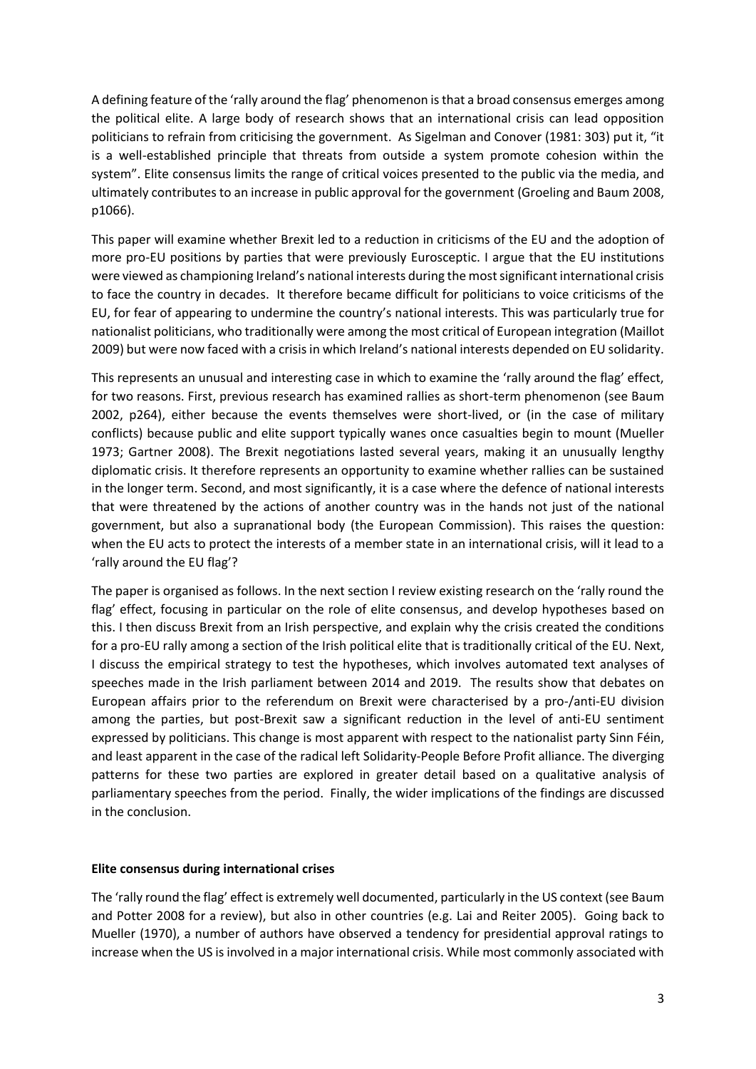A defining feature of the 'rally around the flag' phenomenon is that a broad consensus emerges among the political elite. A large body of research shows that an international crisis can lead opposition politicians to refrain from criticising the government. As Sigelman and Conover (1981: 303) put it, "it is a well-established principle that threats from outside a system promote cohesion within the system". Elite consensus limits the range of critical voices presented to the public via the media, and ultimately contributes to an increase in public approval for the government (Groeling and Baum 2008, p1066).

This paper will examine whether Brexit led to a reduction in criticisms of the EU and the adoption of more pro-EU positions by parties that were previously Eurosceptic. I argue that the EU institutions were viewed as championing Ireland's national interests during the most significant international crisis to face the country in decades. It therefore became difficult for politicians to voice criticisms of the EU, for fear of appearing to undermine the country's national interests. This was particularly true for nationalist politicians, who traditionally were among the most critical of European integration (Maillot 2009) but were now faced with a crisis in which Ireland's national interests depended on EU solidarity.

This represents an unusual and interesting case in which to examine the 'rally around the flag' effect, for two reasons. First, previous research has examined rallies as short-term phenomenon (see Baum 2002, p264), either because the events themselves were short-lived, or (in the case of military conflicts) because public and elite support typically wanes once casualties begin to mount (Mueller 1973; Gartner 2008). The Brexit negotiations lasted several years, making it an unusually lengthy diplomatic crisis. It therefore represents an opportunity to examine whether rallies can be sustained in the longer term. Second, and most significantly, it is a case where the defence of national interests that were threatened by the actions of another country was in the hands not just of the national government, but also a supranational body (the European Commission). This raises the question: when the EU acts to protect the interests of a member state in an international crisis, will it lead to a 'rally around the EU flag'?

The paper is organised as follows. In the next section I review existing research on the 'rally round the flag' effect, focusing in particular on the role of elite consensus, and develop hypotheses based on this. I then discuss Brexit from an Irish perspective, and explain why the crisis created the conditions for a pro-EU rally among a section of the Irish political elite that is traditionally critical of the EU. Next, I discuss the empirical strategy to test the hypotheses, which involves automated text analyses of speeches made in the Irish parliament between 2014 and 2019. The results show that debates on European affairs prior to the referendum on Brexit were characterised by a pro-/anti-EU division among the parties, but post-Brexit saw a significant reduction in the level of anti-EU sentiment expressed by politicians. This change is most apparent with respect to the nationalist party Sinn Féin, and least apparent in the case of the radical left Solidarity-People Before Profit alliance. The diverging patterns for these two parties are explored in greater detail based on a qualitative analysis of parliamentary speeches from the period. Finally, the wider implications of the findings are discussed in the conclusion.

## Elite consensus during international crises

The 'rally round the flag' effect is extremely well documented, particularly in the US context (see Baum and Potter 2008 for a review), but also in other countries (e.g. Lai and Reiter 2005). Going back to Mueller (1970), a number of authors have observed a tendency for presidential approval ratings to increase when the US is involved in a major international crisis. While most commonly associated with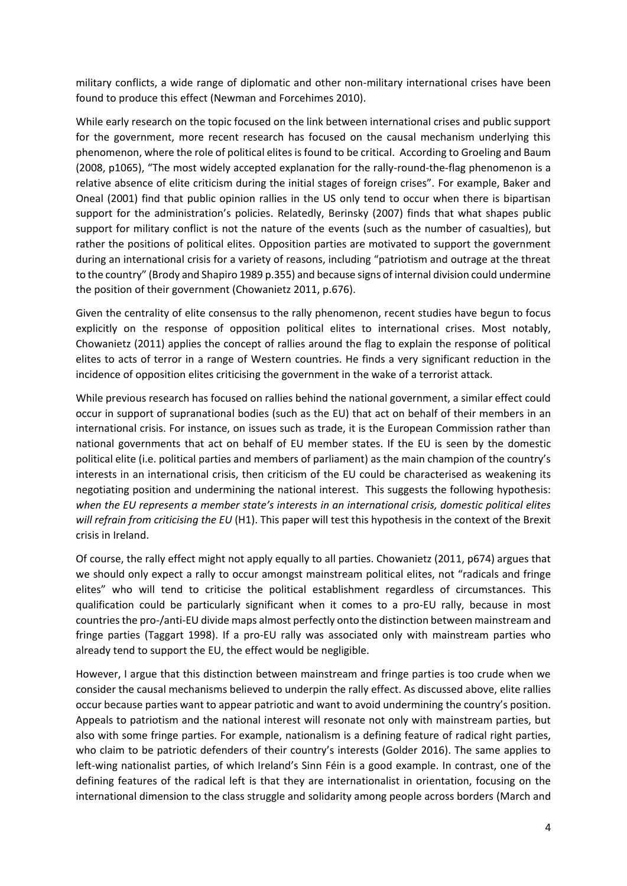military conflicts, a wide range of diplomatic and other non-military international crises have been found to produce this effect (Newman and Forcehimes 2010).

While early research on the topic focused on the link between international crises and public support for the government, more recent research has focused on the causal mechanism underlying this phenomenon, where the role of political elites is found to be critical. According to Groeling and Baum (2008, p1065), "The most widely accepted explanation for the rally-round-the-flag phenomenon is a relative absence of elite criticism during the initial stages of foreign crises". For example, Baker and Oneal (2001) find that public opinion rallies in the US only tend to occur when there is bipartisan support for the administration's policies. Relatedly, Berinsky (2007) finds that what shapes public support for military conflict is not the nature of the events (such as the number of casualties), but rather the positions of political elites. Opposition parties are motivated to support the government during an international crisis for a variety of reasons, including "patriotism and outrage at the threat to the country" (Brody and Shapiro 1989 p.355) and because signs of internal division could undermine the position of their government (Chowanietz 2011, p.676).

Given the centrality of elite consensus to the rally phenomenon, recent studies have begun to focus explicitly on the response of opposition political elites to international crises. Most notably, Chowanietz (2011) applies the concept of rallies around the flag to explain the response of political elites to acts of terror in a range of Western countries. He finds a very significant reduction in the incidence of opposition elites criticising the government in the wake of a terrorist attack.

While previous research has focused on rallies behind the national government, a similar effect could occur in support of supranational bodies (such as the EU) that act on behalf of their members in an international crisis. For instance, on issues such as trade, it is the European Commission rather than national governments that act on behalf of EU member states. If the EU is seen by the domestic political elite (i.e. political parties and members of parliament) as the main champion of the country's interests in an international crisis, then criticism of the EU could be characterised as weakening its negotiating position and undermining the national interest. This suggests the following hypothesis: *when the EU represents a member state's interests in an international crisis, domestic political elites will refrain from criticising the EU* (H1). This paper will test this hypothesis in the context of the Brexit crisis in Ireland.

Of course, the rally effect might not apply equally to all parties. Chowanietz (2011, p674) argues that we should only expect a rally to occur amongst mainstream political elites, not "radicals and fringe elites" who will tend to criticise the political establishment regardless of circumstances. This qualification could be particularly significant when it comes to a pro-EU rally, because in most countries the pro-/anti-EU divide maps almost perfectly onto the distinction between mainstream and fringe parties (Taggart 1998). If a pro-EU rally was associated only with mainstream parties who already tend to support the EU, the effect would be negligible.

However, I argue that this distinction between mainstream and fringe parties is too crude when we consider the causal mechanisms believed to underpin the rally effect. As discussed above, elite rallies occur because parties want to appear patriotic and want to avoid undermining the country's position. Appeals to patriotism and the national interest will resonate not only with mainstream parties, but also with some fringe parties. For example, nationalism is a defining feature of radical right parties, who claim to be patriotic defenders of their country's interests (Golder 2016). The same applies to left-wing nationalist parties, of which Ireland's Sinn Féin is a good example. In contrast, one of the defining features of the radical left is that they are internationalist in orientation, focusing on the international dimension to the class struggle and solidarity among people across borders (March and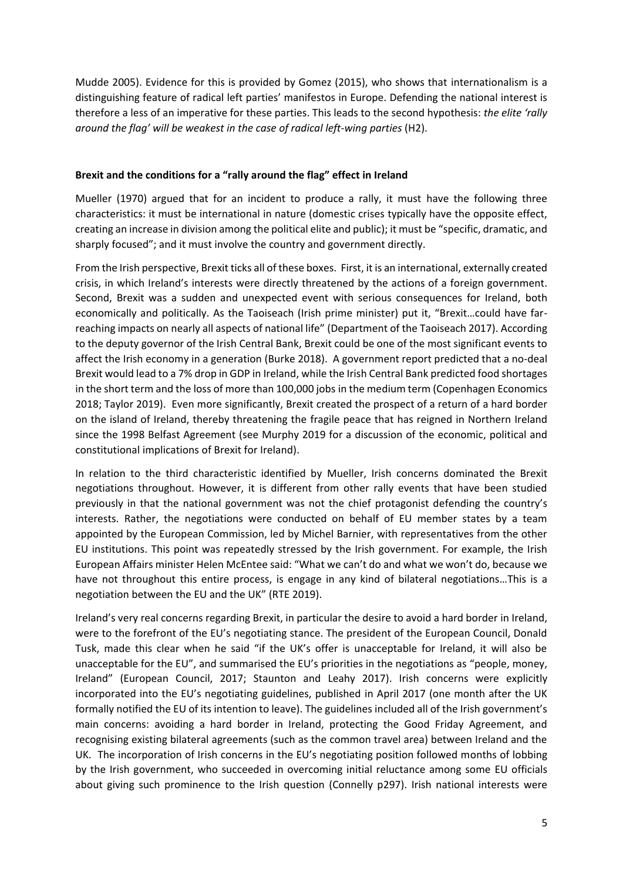Mudde 2005). Evidence for this is provided by Gomez (2015), who shows that internationalism is a distinguishing feature of radical left parties' manifestos in Europe. Defending the national interest is therefore a less of an imperative for these parties. This leads to the second hypothesis: *the elite 'rally around the flag' will be weakest in the case of radical left-wing parties* (H2).

**Brexit and the conditions for a "rally around the flag" effect in Ireland**

Mueller (1970) argued that for an incident to produce a rally, it must have the following three characteristics: it must be international in nature (domestic crises typically have the opposite effect, creating an increase in division among the political elite and public); it must be "specific, dramatic, and sharply focused"; and it must involve the country and government directly.

From the Irish perspective, Brexit ticks all of these boxes. First, it is an international, externally created crisis, in which Ireland's interests were directly threatened by the actions of a foreign government. Second, Brexit was a sudden and unexpected event with serious consequences for Ireland, both economically and politically. As the Taoiseach (Irish prime minister) put it, "Brexit…could have far-reaching impacts on nearly all aspects of national life" (Department of the Taoiseach 2017). According to the deputy governor of the Irish Central Bank, Brexit could be one of the most significant events to affect the Irish economy in a generation (Burke 2018). A government report predicted that a no-deal Brexit would lead to a 7% drop in GDP in Ireland, while the Irish Central Bank predicted food shortages in the short term and the loss of more than 100,000 jobs in the medium term (Copenhagen Economics 2018; Taylor 2019). Even more significantly, Brexit created the prospect of a return of a hard border on the island of Ireland, thereby threatening the fragile peace that has reigned in Northern Ireland since the 1998 Belfast Agreement (see Murphy 2019 for a discussion of the economic, political and constitutional implications of Brexit for Ireland).

In relation to the third characteristic identified by Mueller, Irish concerns dominated the Brexit negotiations throughout. However, it is different from other rally events that have been studied previously in that the national government was not the chief protagonist defending the country's interests. Rather, the negotiations were conducted on behalf of EU member states by a team appointed by the European Commission, led by Michel Barnier, with representatives from the other EU institutions. This point was repeatedly stressed by the Irish government. For example, the Irish European Affairs minister Helen McEntee said: "What we can't do and what we won't do, because we have not throughout this entire process, is engage in any kind of bilateral negotiations…This is a negotiation between the EU and the UK" (RTE 2019).

Ireland's very real concerns regarding Brexit, in particular the desire to avoid a hard border in Ireland, were to the forefront of the EU's negotiating stance. The president of the European Council, Donald Tusk, made this clear when he said "if the UK's offer is unacceptable for Ireland, it will also be unacceptable for the EU", and summarised the EU's priorities in the negotiations as "people, money, Ireland" (European Council, 2017; Staunton and Leahy 2017). Irish concerns were explicitly incorporated into the EU's negotiating guidelines, published in April 2017 (one month after the UK formally notified the EU of its intention to leave). The guidelines included all of the Irish government's main concerns: avoiding a hard border in Ireland, protecting the Good Friday Agreement, and recognising existing bilateral agreements (such as the common travel area) between Ireland and the UK. The incorporation of Irish concerns in the EU's negotiating position followed months of lobbing by the Irish government, who succeeded in overcoming initial reluctance among some EU officials about giving such prominence to the Irish question (Connelly p297). Irish national interests were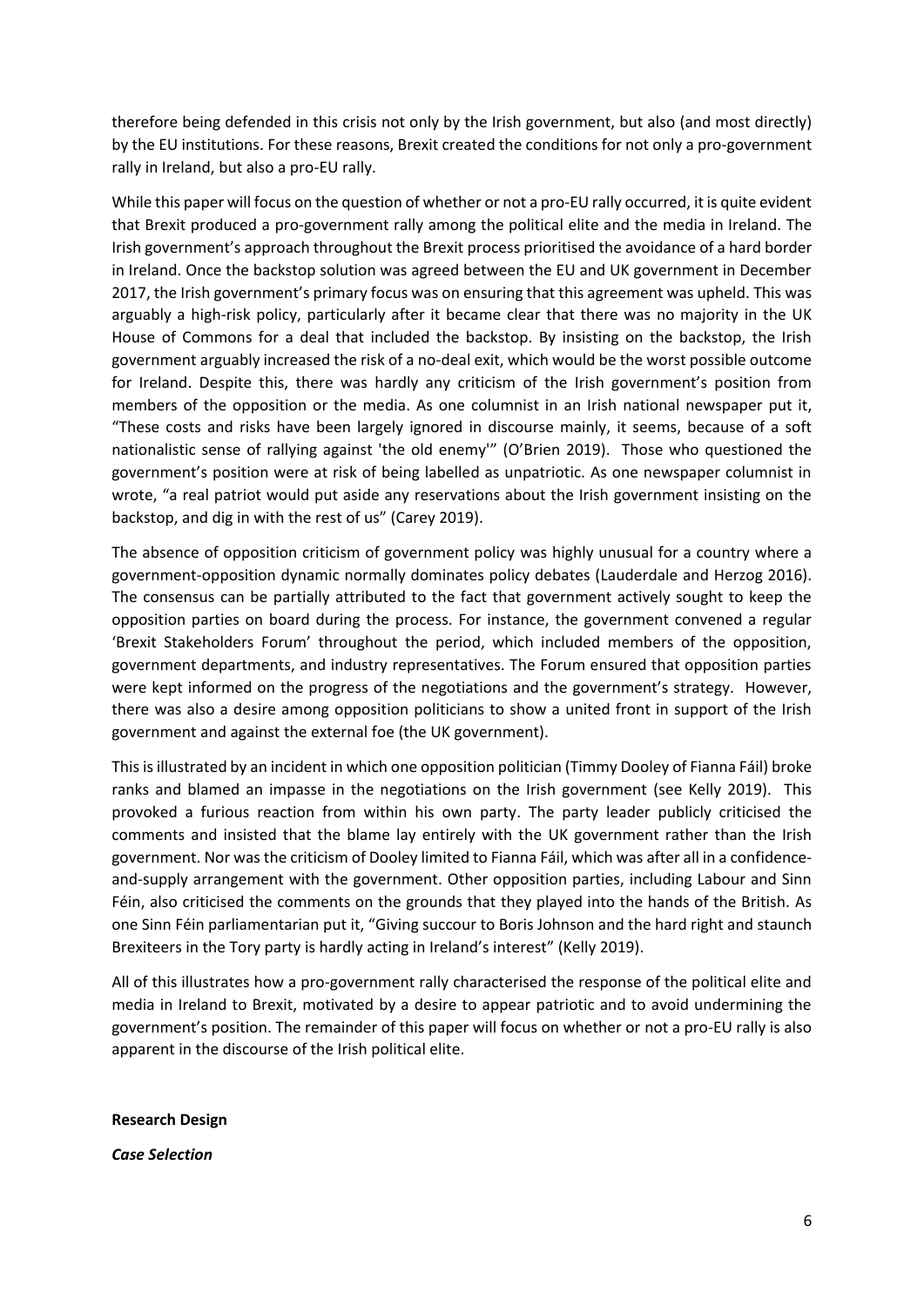therefore being defended in this crisis not only by the Irish government, but also (and most directly) by the EU institutions. For these reasons, Brexit created the conditions for not only a pro-government rally in Ireland, but also a pro-EU rally.

While this paper will focus on the question of whether or not a pro-EU rally occurred, it is quite evident that Brexit produced a pro-government rally among the political elite and the media in Ireland. The Irish government's approach throughout the Brexit process prioritised the avoidance of a hard border in Ireland. Once the backstop solution was agreed between the EU and UK government in December 2017, the Irish government's primary focus was on ensuring that this agreement was upheld. This was arguably a high-risk policy, particularly after it became clear that there was no majority in the UK House of Commons for a deal that included the backstop. By insisting on the backstop, the Irish government arguably increased the risk of a no-deal exit, which would be the worst possible outcome for Ireland. Despite this, there was hardly any criticism of the Irish government's position from members of the opposition or the media. As one columnist in an Irish national newspaper put it, "These costs and risks have been largely ignored in discourse mainly, it seems, because of a soft nationalistic sense of rallying against 'the old enemy'" (O'Brien 2019). Those who questioned the government's position were at risk of being labelled as unpatriotic. As one newspaper columnist in wrote, "a real patriot would put aside any reservations about the Irish government insisting on the backstop, and dig in with the rest of us" (Carey 2019).

The absence of opposition criticism of government policy was highly unusual for a country where a government-opposition dynamic normally dominates policy debates (Lauderdale and Herzog 2016). The consensus can be partially attributed to the fact that government actively sought to keep the opposition parties on board during the process. For instance, the government convened a regular 'Brexit Stakeholders Forum' throughout the period, which included members of the opposition, government departments, and industry representatives. The Forum ensured that opposition parties were kept informed on the progress of the negotiations and the government's strategy. However, there was also a desire among opposition politicians to show a united front in support of the Irish government and against the external foe (the UK government).

This is illustrated by an incident in which one opposition politician (Timmy Dooley of Fianna Fáil) broke ranks and blamed an impasse in the negotiations on the Irish government (see Kelly 2019). This provoked a furious reaction from within his own party. The party leader publicly criticised the comments and insisted that the blame lay entirely with the UK government rather than the Irish government. Nor was the criticism of Dooley limited to Fianna Fáil, which was after all in a confidence-and-supply arrangement with the government. Other opposition parties, including Labour and Sinn Féin, also criticised the comments on the grounds that they played into the hands of the British. As one Sinn Féin parliamentarian put it, "Giving succour to Boris Johnson and the hard right and staunch Brexiteers in the Tory party is hardly acting in Ireland's interest" (Kelly 2019).

All of this illustrates how a pro-government rally characterised the response of the political elite and media in Ireland to Brexit, motivated by a desire to appear patriotic and to avoid undermining the government's position. The remainder of this paper will focus on whether or not a pro-EU rally is also apparent in the discourse of the Irish political elite.

## Research Design

### *Case Selection*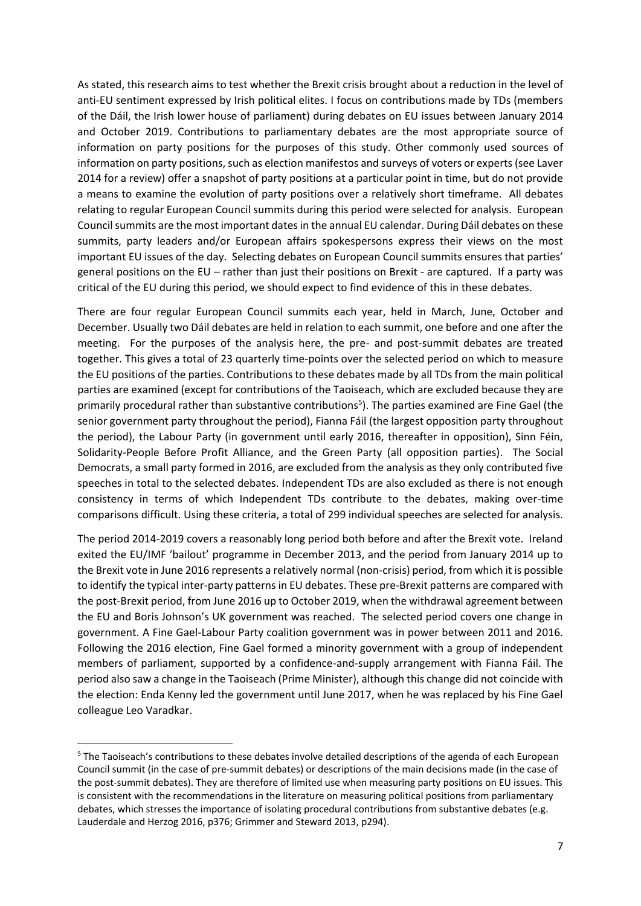As stated, this research aims to test whether the Brexit crisis brought about a reduction in the level of anti-EU sentiment expressed by Irish political elites. I focus on contributions made by TDs (members of the Dáil, the Irish lower house of parliament) during debates on EU issues between January 2014 and October 2019. Contributions to parliamentary debates are the most appropriate source of information on party positions for the purposes of this study. Other commonly used sources of information on party positions, such as election manifestos and surveys of voters or experts (see Laver 2014 for a review) offer a snapshot of party positions at a particular point in time, but do not provide a means to examine the evolution of party positions over a relatively short timeframe. All debates relating to regular European Council summits during this period were selected for analysis. European Council summits are the most important dates in the annual EU calendar. During Dáil debates on these summits, party leaders and/or European affairs spokespersons express their views on the most important EU issues of the day. Selecting debates on European Council summits ensures that parties' general positions on the EU – rather than just their positions on Brexit - are captured. If a party was critical of the EU during this period, we should expect to find evidence of this in these debates.

There are four regular European Council summits each year, held in March, June, October and December. Usually two Dáil debates are held in relation to each summit, one before and one after the meeting. For the purposes of the analysis here, the pre- and post-summit debates are treated together. This gives a total of 23 quarterly time-points over the selected period on which to measure the EU positions of the parties. Contributions to these debates made by all TDs from the main political parties are examined (except for contributions of the Taoiseach, which are excluded because they are primarily procedural rather than substantive contributions[5]). The parties examined are Fine Gael (the senior government party throughout the period), Fianna Fáil (the largest opposition party throughout the period), the Labour Party (in government until early 2016, thereafter in opposition), Sinn Féin, Solidarity-People Before Profit Alliance, and the Green Party (all opposition parties). The Social Democrats, a small party formed in 2016, are excluded from the analysis as they only contributed five speeches in total to the selected debates. Independent TDs are also excluded as there is not enough consistency in terms of which Independent TDs contribute to the debates, making over-time comparisons difficult. Using these criteria, a total of 299 individual speeches are selected for analysis.

The period 2014-2019 covers a reasonably long period both before and after the Brexit vote. Ireland exited the EU/IMF 'bailout' programme in December 2013, and the period from January 2014 up to the Brexit vote in June 2016 represents a relatively normal (non-crisis) period, from which it is possible to identify the typical inter-party patterns in EU debates. These pre-Brexit patterns are compared with the post-Brexit period, from June 2016 up to October 2019, when the withdrawal agreement between the EU and Boris Johnson's UK government was reached. The selected period covers one change in government. A Fine Gael-Labour Party coalition government was in power between 2011 and 2016. Following the 2016 election, Fine Gael formed a minority government with a group of independent members of parliament, supported by a confidence-and-supply arrangement with Fianna Fáil. The period also saw a change in the Taoiseach (Prime Minister), although this change did not coincide with the election: Enda Kenny led the government until June 2017, when he was replaced by his Fine Gael colleague Leo Varadkar.

---

[5] The Taoiseach's contributions to these debates involve detailed descriptions of the agenda of each European Council summit (in the case of pre-summit debates) or descriptions of the main decisions made (in the case of the post-summit debates). They are therefore of limited use when measuring party positions on EU issues. This is consistent with the recommendations in the literature on measuring political positions from parliamentary debates, which stresses the importance of isolating procedural contributions from substantive debates (e.g. Lauderdale and Herzog 2016, p376; Grimmer and Steward 2013, p294).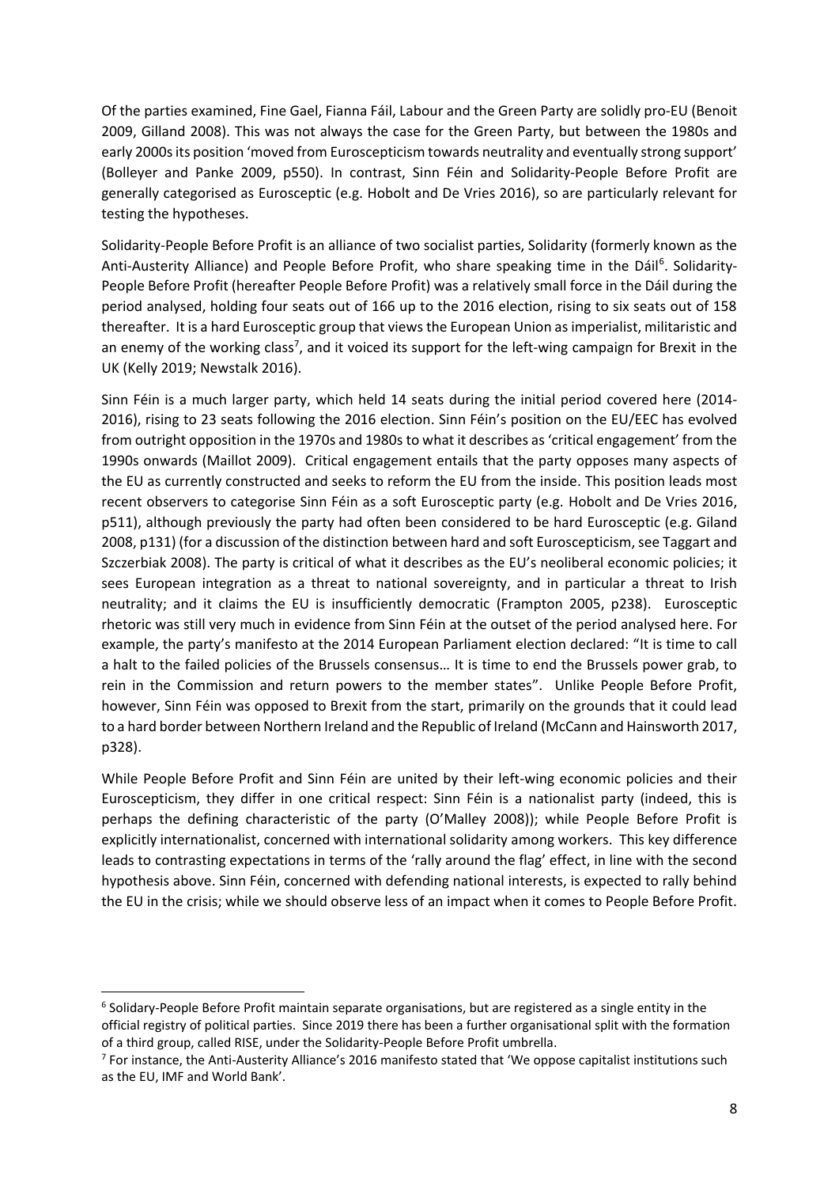Of the parties examined, Fine Gael, Fianna Fáil, Labour and the Green Party are solidly pro-EU (Benoit 2009, Gilland 2008). This was not always the case for the Green Party, but between the 1980s and early 2000s its position 'moved from Euroscepticism towards neutrality and eventually strong support' (Bolleyer and Panke 2009, p550). In contrast, Sinn Féin and Solidarity-People Before Profit are generally categorised as Eurosceptic (e.g. Hobolt and De Vries 2016), so are particularly relevant for testing the hypotheses.

Solidarity-People Before Profit is an alliance of two socialist parties, Solidarity (formerly known as the Anti-Austerity Alliance) and People Before Profit, who share speaking time in the Dáil[6]. Solidarity-People Before Profit (hereafter People Before Profit) was a relatively small force in the Dáil during the period analysed, holding four seats out of 166 up to the 2016 election, rising to six seats out of 158 thereafter. It is a hard Eurosceptic group that views the European Union as imperialist, militaristic and an enemy of the working class[7], and it voiced its support for the left-wing campaign for Brexit in the UK (Kelly 2019; Newstalk 2016).

Sinn Féin is a much larger party, which held 14 seats during the initial period covered here (2014-2016), rising to 23 seats following the 2016 election. Sinn Féin's position on the EU/EEC has evolved from outright opposition in the 1970s and 1980s to what it describes as 'critical engagement' from the 1990s onwards (Maillot 2009). Critical engagement entails that the party opposes many aspects of the EU as currently constructed and seeks to reform the EU from the inside. This position leads most recent observers to categorise Sinn Féin as a soft Eurosceptic party (e.g. Hobolt and De Vries 2016, p511), although previously the party had often been considered to be hard Eurosceptic (e.g. Giland 2008, p131) (for a discussion of the distinction between hard and soft Euroscepticism, see Taggart and Szczerbiak 2008). The party is critical of what it describes as the EU's neoliberal economic policies; it sees European integration as a threat to national sovereignty, and in particular a threat to Irish neutrality; and it claims the EU is insufficiently democratic (Frampton 2005, p238). Eurosceptic rhetoric was still very much in evidence from Sinn Féin at the outset of the period analysed here. For example, the party's manifesto at the 2014 European Parliament election declared: "It is time to call a halt to the failed policies of the Brussels consensus… It is time to end the Brussels power grab, to rein in the Commission and return powers to the member states". Unlike People Before Profit, however, Sinn Féin was opposed to Brexit from the start, primarily on the grounds that it could lead to a hard border between Northern Ireland and the Republic of Ireland (McCann and Hainsworth 2017, p328).

While People Before Profit and Sinn Féin are united by their left-wing economic policies and their Euroscepticism, they differ in one critical respect: Sinn Féin is a nationalist party (indeed, this is perhaps the defining characteristic of the party (O'Malley 2008)); while People Before Profit is explicitly internationalist, concerned with international solidarity among workers. This key difference leads to contrasting expectations in terms of the 'rally around the flag' effect, in line with the second hypothesis above. Sinn Féin, concerned with defending national interests, is expected to rally behind the EU in the crisis; while we should observe less of an impact when it comes to People Before Profit.

---

[6] Solidary-People Before Profit maintain separate organisations, but are registered as a single entity in the official registry of political parties. Since 2019 there has been a further organisational split with the formation of a third group, called RISE, under the Solidarity-People Before Profit umbrella.

[7] For instance, the Anti-Austerity Alliance's 2016 manifesto stated that 'We oppose capitalist institutions such as the EU, IMF and World Bank'.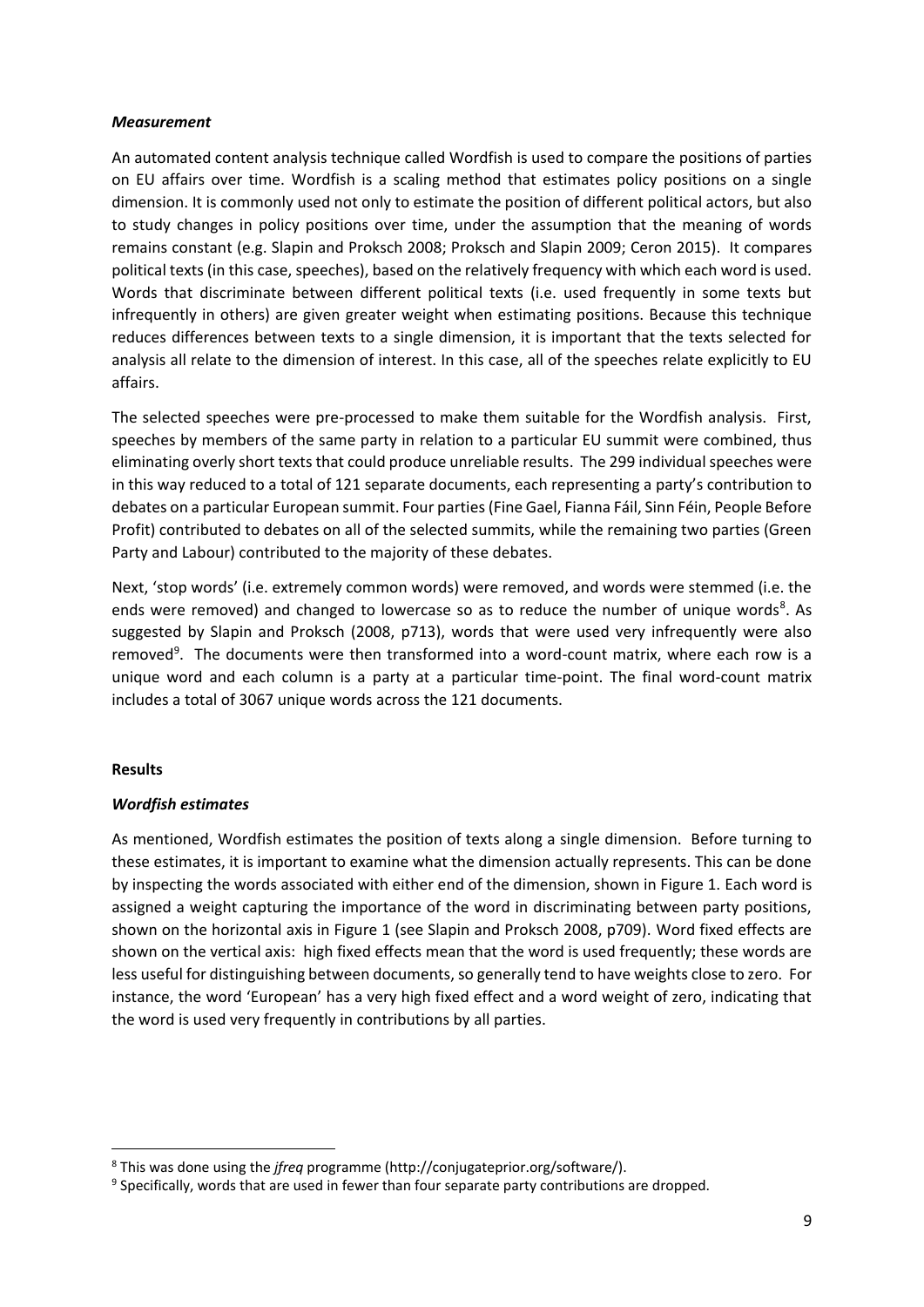### *Measurement*

An automated content analysis technique called Wordfish is used to compare the positions of parties on EU affairs over time. Wordfish is a scaling method that estimates policy positions on a single dimension. It is commonly used not only to estimate the position of different political actors, but also to study changes in policy positions over time, under the assumption that the meaning of words remains constant (e.g. Slapin and Proksch 2008; Proksch and Slapin 2009; Ceron 2015). It compares political texts (in this case, speeches), based on the relatively frequency with which each word is used. Words that discriminate between different political texts (i.e. used frequently in some texts but infrequently in others) are given greater weight when estimating positions. Because this technique reduces differences between texts to a single dimension, it is important that the texts selected for analysis all relate to the dimension of interest. In this case, all of the speeches relate explicitly to EU affairs.

The selected speeches were pre-processed to make them suitable for the Wordfish analysis. First, speeches by members of the same party in relation to a particular EU summit were combined, thus eliminating overly short texts that could produce unreliable results. The 299 individual speeches were in this way reduced to a total of 121 separate documents, each representing a party's contribution to debates on a particular European summit. Four parties (Fine Gael, Fianna Fáil, Sinn Féin, People Before Profit) contributed to debates on all of the selected summits, while the remaining two parties (Green Party and Labour) contributed to the majority of these debates.

Next, 'stop words' (i.e. extremely common words) were removed, and words were stemmed (i.e. the ends were removed) and changed to lowercase so as to reduce the number of unique words[8]. As suggested by Slapin and Proksch (2008, p713), words that were used very infrequently were also removed[9]. The documents were then transformed into a word-count matrix, where each row is a unique word and each column is a party at a particular time-point. The final word-count matrix includes a total of 3067 unique words across the 121 documents.

## Results

### *Wordfish estimates*

As mentioned, Wordfish estimates the position of texts along a single dimension. Before turning to these estimates, it is important to examine what the dimension actually represents. This can be done by inspecting the words associated with either end of the dimension, shown in Figure 1. Each word is assigned a weight capturing the importance of the word in discriminating between party positions, shown on the horizontal axis in Figure 1 (see Slapin and Proksch 2008, p709). Word fixed effects are shown on the vertical axis: high fixed effects mean that the word is used frequently; these words are less useful for distinguishing between documents, so generally tend to have weights close to zero. For instance, the word 'European' has a very high fixed effect and a word weight of zero, indicating that the word is used very frequently in contributions by all parties.

---

[8] This was done using the *jfreq* programme (http://conjugateprior.org/software/).

[9] Specifically, words that are used in fewer than four separate party contributions are dropped.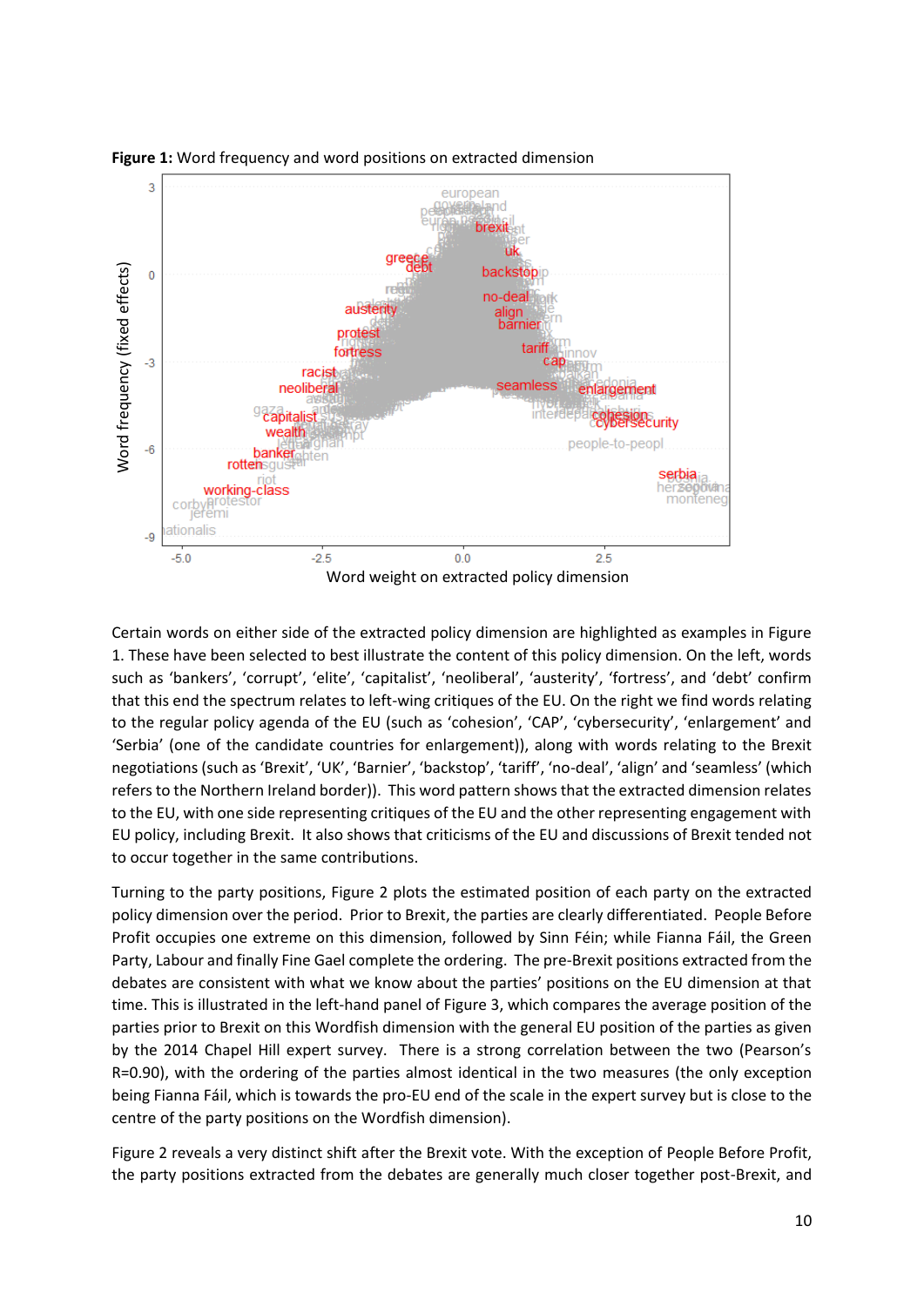**Figure 1:** Word frequency and word positions on extracted dimension

Word frequency (fixed effects)

3
0
-3
-6
-9

-5.0
-2.5
0.0
2.5

Word weight on extracted policy dimension

european
brexit
uk
backstop
no-deal
align
barnier
tariff
cap
seamless
enlargement
cohesion
cybersecurity
people-to-peopl
serbia
herzegovina
monteneg
greece
debt
austerity
protest
fortress
racist
neoliberal
gaza
capitalist
wealth
banker
rotten
working-class
riot
corbyn
protestor
jeremi
nationalis

Certain words on either side of the extracted policy dimension are highlighted as examples in Figure 1. These have been selected to best illustrate the content of this policy dimension. On the left, words such as 'bankers', 'corrupt', 'elite', 'capitalist', 'neoliberal', 'austerity', 'fortress', and 'debt' confirm that this end the spectrum relates to left-wing critiques of the EU. On the right we find words relating to the regular policy agenda of the EU (such as 'cohesion', 'CAP', 'cybersecurity', 'enlargement' and 'Serbia' (one of the candidate countries for enlargement)), along with words relating to the Brexit negotiations (such as 'Brexit', 'UK', 'Barnier', 'backstop', 'tariff', 'no-deal', 'align' and 'seamless' (which refers to the Northern Ireland border)). This word pattern shows that the extracted dimension relates to the EU, with one side representing critiques of the EU and the other representing engagement with EU policy, including Brexit. It also shows that criticisms of the EU and discussions of Brexit tended not to occur together in the same contributions.

Turning to the party positions, Figure 2 plots the estimated position of each party on the extracted policy dimension over the period. Prior to Brexit, the parties are clearly differentiated. People Before Profit occupies one extreme on this dimension, followed by Sinn Féin; while Fianna Fáil, the Green Party, Labour and finally Fine Gael complete the ordering. The pre-Brexit positions extracted from the debates are consistent with what we know about the parties' positions on the EU dimension at that time. This is illustrated in the left-hand panel of Figure 3, which compares the average position of the parties prior to Brexit on this Wordfish dimension with the general EU position of the parties as given by the 2014 Chapel Hill expert survey. There is a strong correlation between the two (Pearson's R=0.90), with the ordering of the parties almost identical in the two measures (the only exception being Fianna Fáil, which is towards the pro-EU end of the scale in the expert survey but is close to the centre of the party positions on the Wordfish dimension).

Figure 2 reveals a very distinct shift after the Brexit vote. With the exception of People Before Profit, the party positions extracted from the debates are generally much closer together post-Brexit, and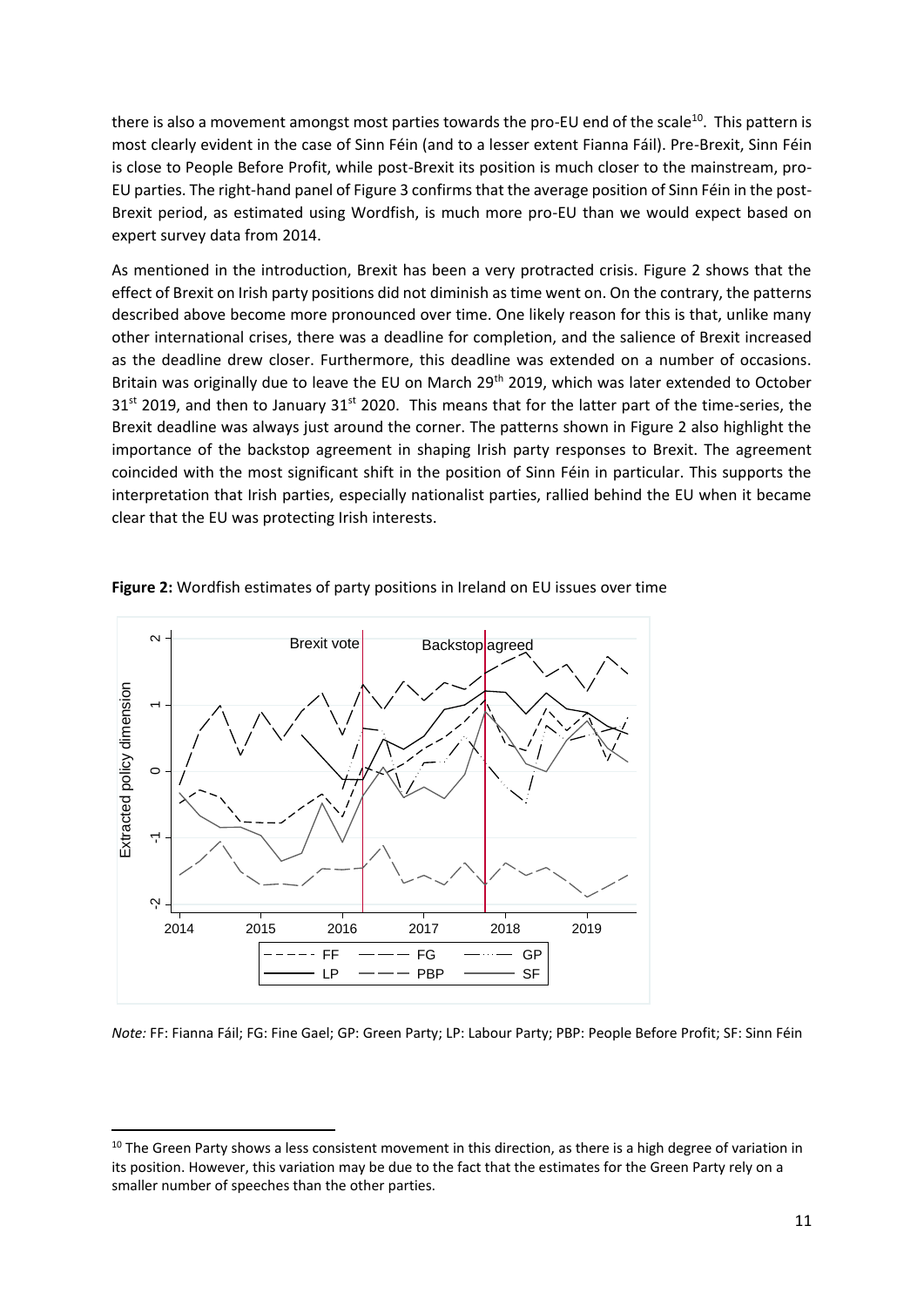there is also a movement amongst most parties towards the pro-EU end of the scale[10]. This pattern is most clearly evident in the case of Sinn Féin (and to a lesser extent Fianna Fáil). Pre-Brexit, Sinn Féin is close to People Before Profit, while post-Brexit its position is much closer to the mainstream, pro-EU parties. The right-hand panel of Figure 3 confirms that the average position of Sinn Féin in the post-Brexit period, as estimated using Wordfish, is much more pro-EU than we would expect based on expert survey data from 2014.

As mentioned in the introduction, Brexit has been a very protracted crisis. Figure 2 shows that the effect of Brexit on Irish party positions did not diminish as time went on. On the contrary, the patterns described above become more pronounced over time. One likely reason for this is that, unlike many other international crises, there was a deadline for completion, and the salience of Brexit increased as the deadline drew closer. Furthermore, this deadline was extended on a number of occasions. Britain was originally due to leave the EU on March 29th 2019, which was later extended to October 31st 2019, and then to January 31st 2020. This means that for the latter part of the time-series, the Brexit deadline was always just around the corner. The patterns shown in Figure 2 also highlight the importance of the backstop agreement in shaping Irish party responses to Brexit. The agreement coincided with the most significant shift in the position of Sinn Féin in particular. This supports the interpretation that Irish parties, especially nationalist parties, rallied behind the EU when it became clear that the EU was protecting Irish interests.

**Figure 2:** Wordfish estimates of party positions in Ireland on EU issues over time

*Note:* FF: Fianna Fáil; FG: Fine Gael; GP: Green Party; LP: Labour Party; PBP: People Before Profit; SF: Sinn Féin

[10] The Green Party shows a less consistent movement in this direction, as there is a high degree of variation in its position. However, this variation may be due to the fact that the estimates for the Green Party rely on a smaller number of speeches than the other parties.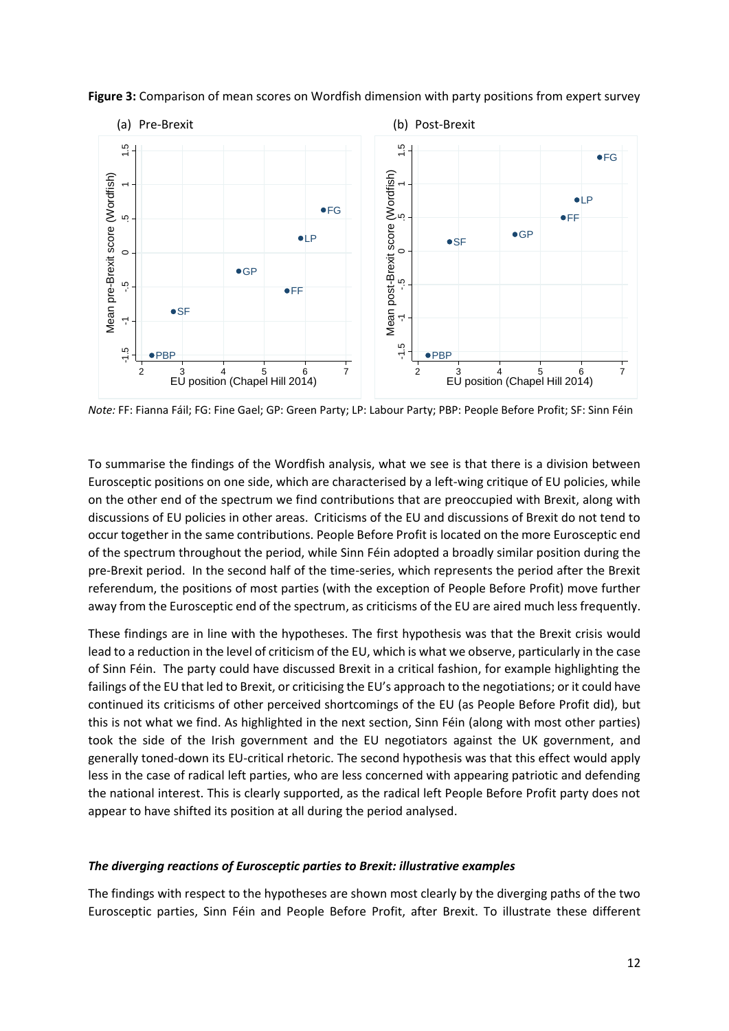**Figure 3:** Comparison of mean scores on Wordfish dimension with party positions from expert survey

(a) Pre-Brexit

Mean pre-Brexit score (Wordfish)

-1.5
-1
-.5
0
.5
1
1.5

2
3
4
5
6
7

EU position (Chapel Hill 2014)

PBP
SF
GP
FF
LP
FG

(b) Post-Brexit

Mean post-Brexit score (Wordfish)

-1.5
-1
-.5
0
.5
1
1.5

2
3
4
5
6
7

EU position (Chapel Hill 2014)

PBP
SF
GP
FF
LP
FG

*Note:* FF: Fianna Fáil; FG: Fine Gael; GP: Green Party; LP: Labour Party; PBP: People Before Profit; SF: Sinn Féin

To summarise the findings of the Wordfish analysis, what we see is that there is a division between Eurosceptic positions on one side, which are characterised by a left-wing critique of EU policies, while on the other end of the spectrum we find contributions that are preoccupied with Brexit, along with discussions of EU policies in other areas. Criticisms of the EU and discussions of Brexit do not tend to occur together in the same contributions. People Before Profit is located on the more Eurosceptic end of the spectrum throughout the period, while Sinn Féin adopted a broadly similar position during the pre-Brexit period. In the second half of the time-series, which represents the period after the Brexit referendum, the positions of most parties (with the exception of People Before Profit) move further away from the Eurosceptic end of the spectrum, as criticisms of the EU are aired much less frequently.

These findings are in line with the hypotheses. The first hypothesis was that the Brexit crisis would lead to a reduction in the level of criticism of the EU, which is what we observe, particularly in the case of Sinn Féin. The party could have discussed Brexit in a critical fashion, for example highlighting the failings of the EU that led to Brexit, or criticising the EU's approach to the negotiations; or it could have continued its criticisms of other perceived shortcomings of the EU (as People Before Profit did), but this is not what we find. As highlighted in the next section, Sinn Féin (along with most other parties) took the side of the Irish government and the EU negotiators against the UK government, and generally toned-down its EU-critical rhetoric. The second hypothesis was that this effect would apply less in the case of radical left parties, who are less concerned with appearing patriotic and defending the national interest. This is clearly supported, as the radical left People Before Profit party does not appear to have shifted its position at all during the period analysed.

### *The diverging reactions of Eurosceptic parties to Brexit: illustrative examples*

The findings with respect to the hypotheses are shown most clearly by the diverging paths of the two Eurosceptic parties, Sinn Féin and People Before Profit, after Brexit. To illustrate these different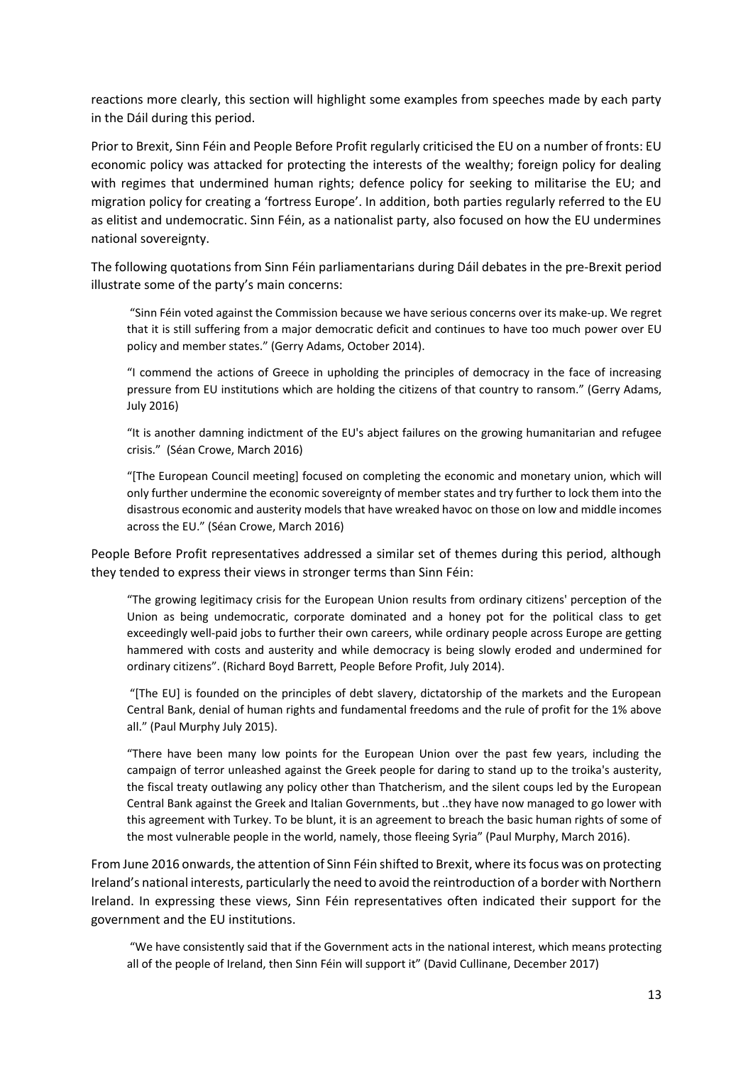reactions more clearly, this section will highlight some examples from speeches made by each party in the Dáil during this period.

Prior to Brexit, Sinn Féin and People Before Profit regularly criticised the EU on a number of fronts: EU economic policy was attacked for protecting the interests of the wealthy; foreign policy for dealing with regimes that undermined human rights; defence policy for seeking to militarise the EU; and migration policy for creating a 'fortress Europe'. In addition, both parties regularly referred to the EU as elitist and undemocratic. Sinn Féin, as a nationalist party, also focused on how the EU undermines national sovereignty.

The following quotations from Sinn Féin parliamentarians during Dáil debates in the pre-Brexit period illustrate some of the party's main concerns:

> "Sinn Féin voted against the Commission because we have serious concerns over its make-up. We regret that it is still suffering from a major democratic deficit and continues to have too much power over EU policy and member states." (Gerry Adams, October 2014).
>
> "I commend the actions of Greece in upholding the principles of democracy in the face of increasing pressure from EU institutions which are holding the citizens of that country to ransom." (Gerry Adams, July 2016)
>
> "It is another damning indictment of the EU's abject failures on the growing humanitarian and refugee crisis." (Séan Crowe, March 2016)
>
> "[The European Council meeting] focused on completing the economic and monetary union, which will only further undermine the economic sovereignty of member states and try further to lock them into the disastrous economic and austerity models that have wreaked havoc on those on low and middle incomes across the EU." (Séan Crowe, March 2016)

People Before Profit representatives addressed a similar set of themes during this period, although they tended to express their views in stronger terms than Sinn Féin:

> "The growing legitimacy crisis for the European Union results from ordinary citizens' perception of the Union as being undemocratic, corporate dominated and a honey pot for the political class to get exceedingly well-paid jobs to further their own careers, while ordinary people across Europe are getting hammered with costs and austerity and while democracy is being slowly eroded and undermined for ordinary citizens". (Richard Boyd Barrett, People Before Profit, July 2014).
>
> "[The EU] is founded on the principles of debt slavery, dictatorship of the markets and the European Central Bank, denial of human rights and fundamental freedoms and the rule of profit for the 1% above all." (Paul Murphy July 2015).
>
> "There have been many low points for the European Union over the past few years, including the campaign of terror unleashed against the Greek people for daring to stand up to the troika's austerity, the fiscal treaty outlawing any policy other than Thatcherism, and the silent coups led by the European Central Bank against the Greek and Italian Governments, but ..they have now managed to go lower with this agreement with Turkey. To be blunt, it is an agreement to breach the basic human rights of some of the most vulnerable people in the world, namely, those fleeing Syria" (Paul Murphy, March 2016).

From June 2016 onwards, the attention of Sinn Féin shifted to Brexit, where its focus was on protecting Ireland's national interests, particularly the need to avoid the reintroduction of a border with Northern Ireland. In expressing these views, Sinn Féin representatives often indicated their support for the government and the EU institutions.

> "We have consistently said that if the Government acts in the national interest, which means protecting all of the people of Ireland, then Sinn Féin will support it" (David Cullinane, December 2017)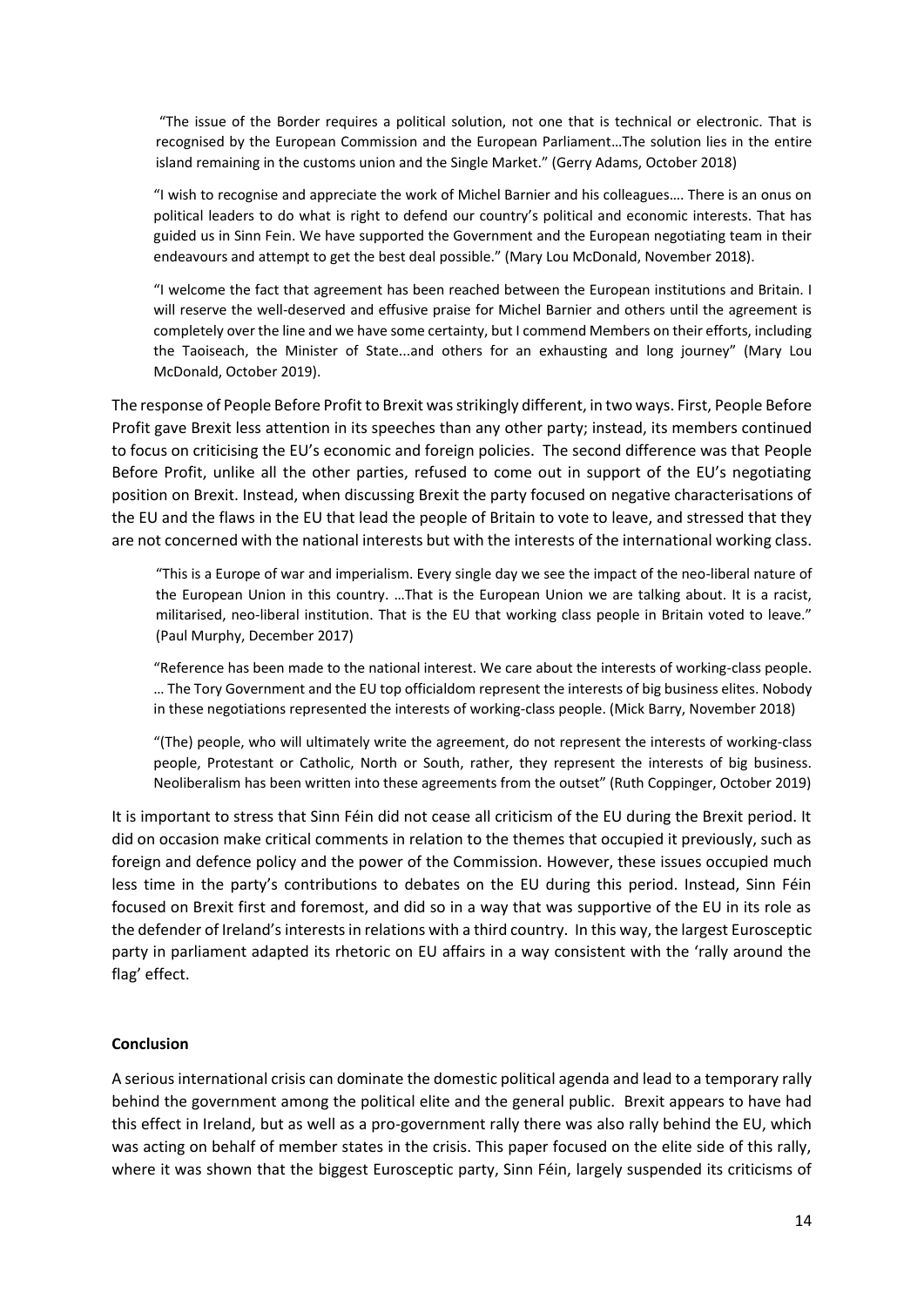> "The issue of the Border requires a political solution, not one that is technical or electronic. That is recognised by the European Commission and the European Parliament…The solution lies in the entire island remaining in the customs union and the Single Market." (Gerry Adams, October 2018)

> "I wish to recognise and appreciate the work of Michel Barnier and his colleagues…. There is an onus on political leaders to do what is right to defend our country's political and economic interests. That has guided us in Sinn Fein. We have supported the Government and the European negotiating team in their endeavours and attempt to get the best deal possible." (Mary Lou McDonald, November 2018).

> "I welcome the fact that agreement has been reached between the European institutions and Britain. I will reserve the well-deserved and effusive praise for Michel Barnier and others until the agreement is completely over the line and we have some certainty, but I commend Members on their efforts, including the Taoiseach, the Minister of State...and others for an exhausting and long journey" (Mary Lou McDonald, October 2019).

The response of People Before Profit to Brexit was strikingly different, in two ways. First, People Before Profit gave Brexit less attention in its speeches than any other party; instead, its members continued to focus on criticising the EU's economic and foreign policies. The second difference was that People Before Profit, unlike all the other parties, refused to come out in support of the EU's negotiating position on Brexit. Instead, when discussing Brexit the party focused on negative characterisations of the EU and the flaws in the EU that lead the people of Britain to vote to leave, and stressed that they are not concerned with the national interests but with the interests of the international working class.

> "This is a Europe of war and imperialism. Every single day we see the impact of the neo-liberal nature of the European Union in this country. …That is the European Union we are talking about. It is a racist, militarised, neo-liberal institution. That is the EU that working class people in Britain voted to leave." (Paul Murphy, December 2017)

> "Reference has been made to the national interest. We care about the interests of working-class people. … The Tory Government and the EU top officialdom represent the interests of big business elites. Nobody in these negotiations represented the interests of working-class people. (Mick Barry, November 2018)

> "(The) people, who will ultimately write the agreement, do not represent the interests of working-class people, Protestant or Catholic, North or South, rather, they represent the interests of big business. Neoliberalism has been written into these agreements from the outset" (Ruth Coppinger, October 2019)

It is important to stress that Sinn Féin did not cease all criticism of the EU during the Brexit period. It did on occasion make critical comments in relation to the themes that occupied it previously, such as foreign and defence policy and the power of the Commission. However, these issues occupied much less time in the party's contributions to debates on the EU during this period. Instead, Sinn Féin focused on Brexit first and foremost, and did so in a way that was supportive of the EU in its role as the defender of Ireland's interests in relations with a third country. In this way, the largest Eurosceptic party in parliament adapted its rhetoric on EU affairs in a way consistent with the 'rally around the flag' effect.

**Conclusion**

A serious international crisis can dominate the domestic political agenda and lead to a temporary rally behind the government among the political elite and the general public. Brexit appears to have had this effect in Ireland, but as well as a pro-government rally there was also rally behind the EU, which was acting on behalf of member states in the crisis. This paper focused on the elite side of this rally, where it was shown that the biggest Eurosceptic party, Sinn Féin, largely suspended its criticisms of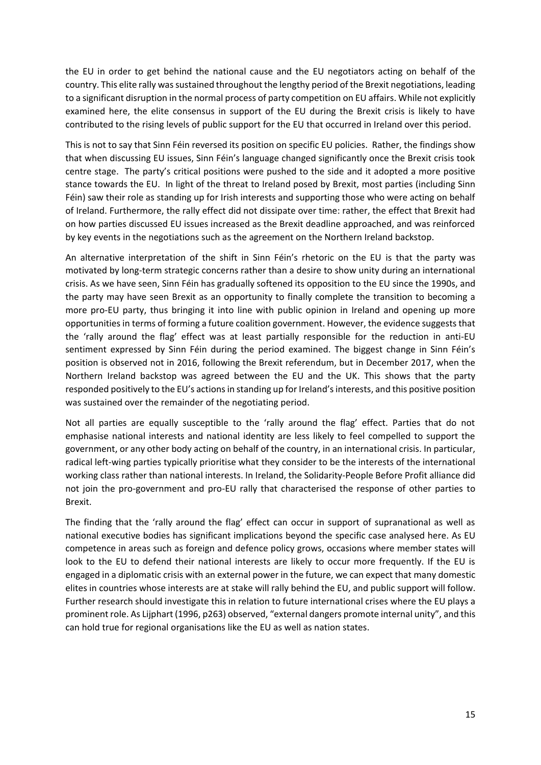the EU in order to get behind the national cause and the EU negotiators acting on behalf of the country. This elite rally was sustained throughout the lengthy period of the Brexit negotiations, leading to a significant disruption in the normal process of party competition on EU affairs. While not explicitly examined here, the elite consensus in support of the EU during the Brexit crisis is likely to have contributed to the rising levels of public support for the EU that occurred in Ireland over this period.

This is not to say that Sinn Féin reversed its position on specific EU policies. Rather, the findings show that when discussing EU issues, Sinn Féin's language changed significantly once the Brexit crisis took centre stage. The party's critical positions were pushed to the side and it adopted a more positive stance towards the EU. In light of the threat to Ireland posed by Brexit, most parties (including Sinn Féin) saw their role as standing up for Irish interests and supporting those who were acting on behalf of Ireland. Furthermore, the rally effect did not dissipate over time: rather, the effect that Brexit had on how parties discussed EU issues increased as the Brexit deadline approached, and was reinforced by key events in the negotiations such as the agreement on the Northern Ireland backstop.

An alternative interpretation of the shift in Sinn Féin's rhetoric on the EU is that the party was motivated by long-term strategic concerns rather than a desire to show unity during an international crisis. As we have seen, Sinn Féin has gradually softened its opposition to the EU since the 1990s, and the party may have seen Brexit as an opportunity to finally complete the transition to becoming a more pro-EU party, thus bringing it into line with public opinion in Ireland and opening up more opportunities in terms of forming a future coalition government. However, the evidence suggests that the 'rally around the flag' effect was at least partially responsible for the reduction in anti-EU sentiment expressed by Sinn Féin during the period examined. The biggest change in Sinn Féin's position is observed not in 2016, following the Brexit referendum, but in December 2017, when the Northern Ireland backstop was agreed between the EU and the UK. This shows that the party responded positively to the EU's actions in standing up for Ireland's interests, and this positive position was sustained over the remainder of the negotiating period.

Not all parties are equally susceptible to the 'rally around the flag' effect. Parties that do not emphasise national interests and national identity are less likely to feel compelled to support the government, or any other body acting on behalf of the country, in an international crisis. In particular, radical left-wing parties typically prioritise what they consider to be the interests of the international working class rather than national interests. In Ireland, the Solidarity-People Before Profit alliance did not join the pro-government and pro-EU rally that characterised the response of other parties to Brexit.

The finding that the 'rally around the flag' effect can occur in support of supranational as well as national executive bodies has significant implications beyond the specific case analysed here. As EU competence in areas such as foreign and defence policy grows, occasions where member states will look to the EU to defend their national interests are likely to occur more frequently. If the EU is engaged in a diplomatic crisis with an external power in the future, we can expect that many domestic elites in countries whose interests are at stake will rally behind the EU, and public support will follow. Further research should investigate this in relation to future international crises where the EU plays a prominent role. As Lijphart (1996, p263) observed, "external dangers promote internal unity", and this can hold true for regional organisations like the EU as well as nation states.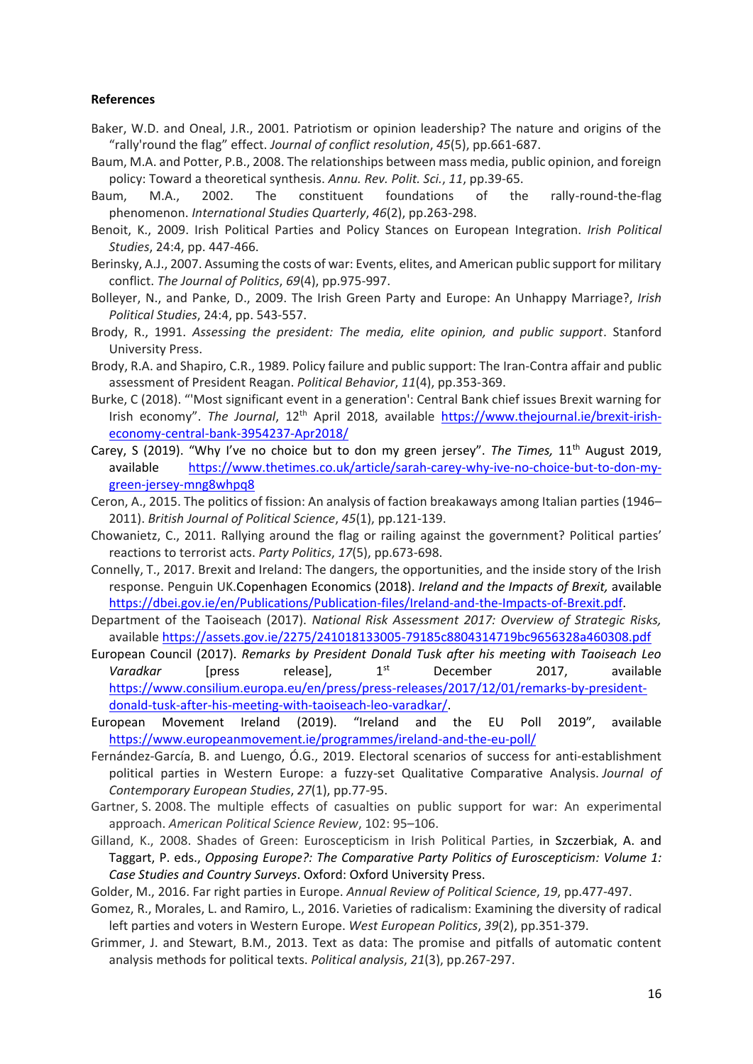**References**

Baker, W.D. and Oneal, J.R., 2001. Patriotism or opinion leadership? The nature and origins of the "rally'round the flag" effect. *Journal of conflict resolution*, *45*(5), pp.661-687.

Baum, M.A. and Potter, P.B., 2008. The relationships between mass media, public opinion, and foreign policy: Toward a theoretical synthesis. *Annu. Rev. Polit. Sci.*, *11*, pp.39-65.

Baum, M.A., 2002. The constituent foundations of the rally-round-the-flag phenomenon. *International Studies Quarterly*, *46*(2), pp.263-298.

Benoit, K., 2009. Irish Political Parties and Policy Stances on European Integration. *Irish Political Studies*, 24:4, pp. 447-466.

Berinsky, A.J., 2007. Assuming the costs of war: Events, elites, and American public support for military conflict. *The Journal of Politics*, *69*(4), pp.975-997.

Bolleyer, N., and Panke, D., 2009. The Irish Green Party and Europe: An Unhappy Marriage?, *Irish Political Studies*, 24:4, pp. 543-557.

Brody, R., 1991. *Assessing the president: The media, elite opinion, and public support*. Stanford University Press.

Brody, R.A. and Shapiro, C.R., 1989. Policy failure and public support: The Iran-Contra affair and public assessment of President Reagan. *Political Behavior*, *11*(4), pp.353-369.

Burke, C (2018). "'Most significant event in a generation': Central Bank chief issues Brexit warning for Irish economy". *The Journal*, 12th April 2018, available https://www.thejournal.ie/brexit-irish-economy-central-bank-3954237-Apr2018/

Carey, S (2019). "Why I've no choice but to don my green jersey". *The Times,* 11th August 2019, available https://www.thetimes.co.uk/article/sarah-carey-why-ive-no-choice-but-to-don-my-green-jersey-mng8whpq8

Ceron, A., 2015. The politics of fission: An analysis of faction breakaways among Italian parties (1946–2011). *British Journal of Political Science*, *45*(1), pp.121-139.

Chowanietz, C., 2011. Rallying around the flag or railing against the government? Political parties' reactions to terrorist acts. *Party Politics*, *17*(5), pp.673-698.

Connelly, T., 2017. Brexit and Ireland: The dangers, the opportunities, and the inside story of the Irish response. Penguin UK.Copenhagen Economics (2018). *Ireland and the Impacts of Brexit,* available https://dbei.gov.ie/en/Publications/Publication-files/Ireland-and-the-Impacts-of-Brexit.pdf.

Department of the Taoiseach (2017). *National Risk Assessment 2017: Overview of Strategic Risks,* available https://assets.gov.ie/2275/241018133005-79185c8804314719bc9656328a460308.pdf

European Council (2017). *Remarks by President Donald Tusk after his meeting with Taoiseach Leo Varadkar* [press release], 1st December 2017, available https://www.consilium.europa.eu/en/press/press-releases/2017/12/01/remarks-by-president-donald-tusk-after-his-meeting-with-taoiseach-leo-varadkar/.

European Movement Ireland (2019). "Ireland and the EU Poll 2019", available https://www.europeanmovement.ie/programmes/ireland-and-the-eu-poll/

Fernández-García, B. and Luengo, Ó.G., 2019. Electoral scenarios of success for anti-establishment political parties in Western Europe: a fuzzy-set Qualitative Comparative Analysis. *Journal of Contemporary European Studies*, *27*(1), pp.77-95.

Gartner, S. 2008. The multiple effects of casualties on public support for war: An experimental approach. *American Political Science Review*, 102: 95–106.

Gilland, K., 2008. Shades of Green: Euroscepticism in Irish Political Parties, in Szczerbiak, A. and Taggart, P. eds., *Opposing Europe?: The Comparative Party Politics of Euroscepticism: Volume 1: Case Studies and Country Surveys*. Oxford: Oxford University Press.

Golder, M., 2016. Far right parties in Europe. *Annual Review of Political Science*, *19*, pp.477-497.

Gomez, R., Morales, L. and Ramiro, L., 2016. Varieties of radicalism: Examining the diversity of radical left parties and voters in Western Europe. *West European Politics*, *39*(2), pp.351-379.

Grimmer, J. and Stewart, B.M., 2013. Text as data: The promise and pitfalls of automatic content analysis methods for political texts. *Political analysis*, *21*(3), pp.267-297.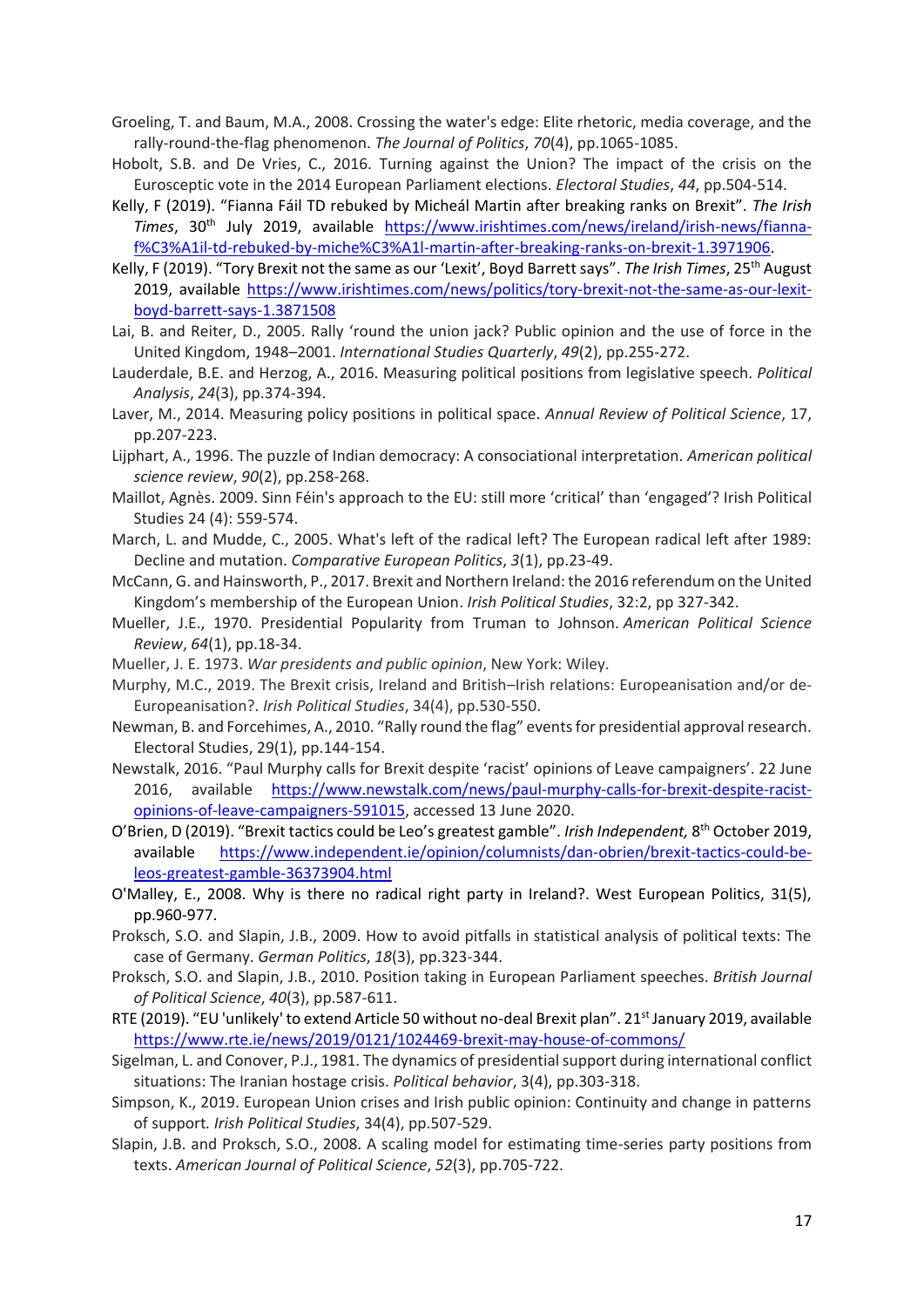Groeling, T. and Baum, M.A., 2008. Crossing the water's edge: Elite rhetoric, media coverage, and the rally-round-the-flag phenomenon. *The Journal of Politics*, *70*(4), pp.1065-1085.

Hobolt, S.B. and De Vries, C., 2016. Turning against the Union? The impact of the crisis on the Eurosceptic vote in the 2014 European Parliament elections. *Electoral Studies*, *44*, pp.504-514.

Kelly, F (2019). "Fianna Fáil TD rebuked by Micheál Martin after breaking ranks on Brexit". *The Irish Times*, 30th July 2019, available https://www.irishtimes.com/news/ireland/irish-news/fianna-f%C3%A1il-td-rebuked-by-miche%C3%A1l-martin-after-breaking-ranks-on-brexit-1.3971906.

Kelly, F (2019). "Tory Brexit not the same as our 'Lexit', Boyd Barrett says". *The Irish Times*, 25th August 2019, available https://www.irishtimes.com/news/politics/tory-brexit-not-the-same-as-our-lexit-boyd-barrett-says-1.3871508

Lai, B. and Reiter, D., 2005. Rally 'round the union jack? Public opinion and the use of force in the United Kingdom, 1948–2001. *International Studies Quarterly*, *49*(2), pp.255-272.

Lauderdale, B.E. and Herzog, A., 2016. Measuring political positions from legislative speech. *Political Analysis*, *24*(3), pp.374-394.

Laver, M., 2014. Measuring policy positions in political space. *Annual Review of Political Science*, 17, pp.207-223.

Lijphart, A., 1996. The puzzle of Indian democracy: A consociational interpretation. *American political science review*, *90*(2), pp.258-268.

Maillot, Agnès. 2009. Sinn Féin's approach to the EU: still more 'critical' than 'engaged'? Irish Political Studies 24 (4): 559-574.

March, L. and Mudde, C., 2005. What's left of the radical left? The European radical left after 1989: Decline and mutation. *Comparative European Politics*, *3*(1), pp.23-49.

McCann, G. and Hainsworth, P., 2017. Brexit and Northern Ireland: the 2016 referendum on the United Kingdom's membership of the European Union. *Irish Political Studies*, 32:2, pp 327-342.

Mueller, J.E., 1970. Presidential Popularity from Truman to Johnson. *American Political Science Review*, *64*(1), pp.18-34.

Mueller, J. E. 1973. *War presidents and public opinion*, New York: Wiley.

Murphy, M.C., 2019. The Brexit crisis, Ireland and British–Irish relations: Europeanisation and/or de-Europeanisation?. *Irish Political Studies*, 34(4), pp.530-550.

Newman, B. and Forcehimes, A., 2010. "Rally round the flag" events for presidential approval research. Electoral Studies, 29(1), pp.144-154.

Newstalk, 2016. "Paul Murphy calls for Brexit despite 'racist' opinions of Leave campaigners". 22 June 2016, available https://www.newstalk.com/news/paul-murphy-calls-for-brexit-despite-racist-opinions-of-leave-campaigners-591015, accessed 13 June 2020.

O'Brien, D (2019). "Brexit tactics could be Leo's greatest gamble". *Irish Independent,* 8th October 2019, available https://www.independent.ie/opinion/columnists/dan-obrien/brexit-tactics-could-be-leos-greatest-gamble-36373904.html

O'Malley, E., 2008. Why is there no radical right party in Ireland?. West European Politics, 31(5), pp.960-977.

Proksch, S.O. and Slapin, J.B., 2009. How to avoid pitfalls in statistical analysis of political texts: The case of Germany. *German Politics*, *18*(3), pp.323-344.

Proksch, S.O. and Slapin, J.B., 2010. Position taking in European Parliament speeches. *British Journal of Political Science*, *40*(3), pp.587-611.

RTE (2019). "EU 'unlikely' to extend Article 50 without no-deal Brexit plan". 21st January 2019, available https://www.rte.ie/news/2019/0121/1024469-brexit-may-house-of-commons/

Sigelman, L. and Conover, P.J., 1981. The dynamics of presidential support during international conflict situations: The Iranian hostage crisis. *Political behavior*, 3(4), pp.303-318.

Simpson, K., 2019. European Union crises and Irish public opinion: Continuity and change in patterns of support*.* *Irish Political Studies*, 34(4), pp.507-529.

Slapin, J.B. and Proksch, S.O., 2008. A scaling model for estimating time-series party positions from texts. *American Journal of Political Science*, *52*(3), pp.705-722.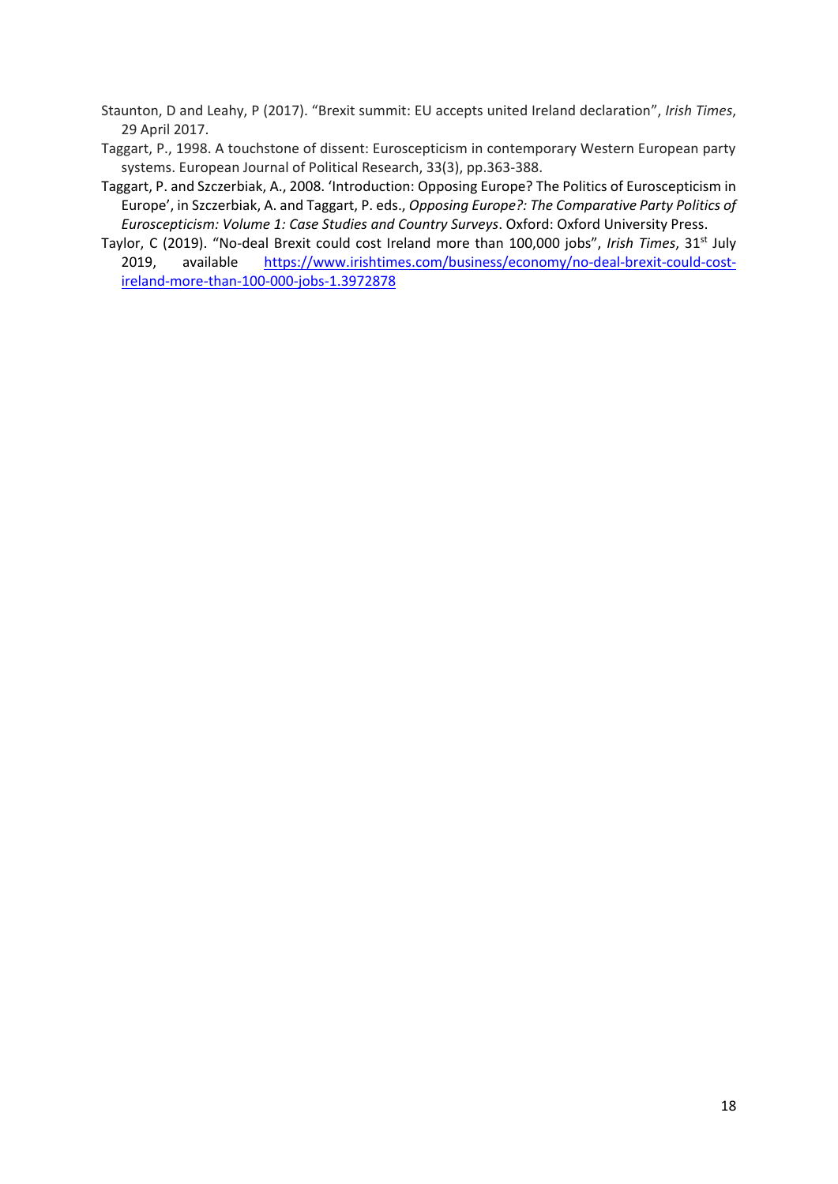Staunton, D and Leahy, P (2017). “Brexit summit: EU accepts united Ireland declaration”, *Irish Times*, 29 April 2017.

Taggart, P., 1998. A touchstone of dissent: Euroscepticism in contemporary Western European party systems. European Journal of Political Research, 33(3), pp.363-388.

Taggart, P. and Szczerbiak, A., 2008. ‘Introduction: Opposing Europe? The Politics of Euroscepticism in Europe’, in Szczerbiak, A. and Taggart, P. eds., *Opposing Europe?: The Comparative Party Politics of Euroscepticism: Volume 1: Case Studies and Country Surveys*. Oxford: Oxford University Press.

Taylor, C (2019). “No-deal Brexit could cost Ireland more than 100,000 jobs”, *Irish Times*, 31st July 2019, available https://www.irishtimes.com/business/economy/no-deal-brexit-could-cost-ireland-more-than-100-000-jobs-1.3972878